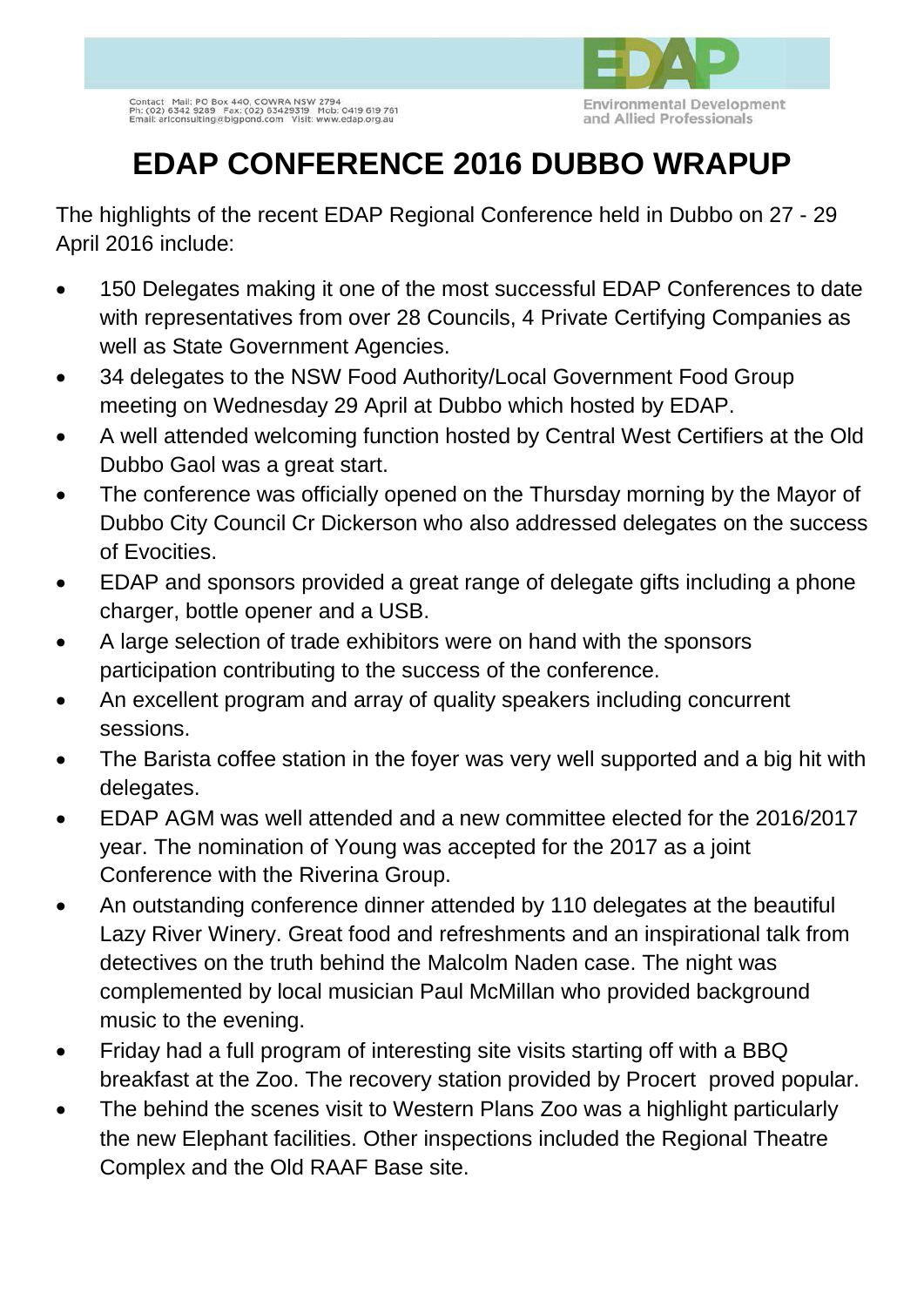Contact Mail: PO Box 440, COWRA NSW 2794
Ph: (02) 6342 9289 Fax: (02) 63429319 Mob: 0419 619 761
Email: arlconsulting@bigpond.com Visit: www.edap.org.au

EDAP
Environmental Development and Allied Professionals

# EDAP CONFERENCE 2016 DUBBO WRAPUP

The highlights of the recent EDAP Regional Conference held in Dubbo on 27 - 29 April 2016 include:

- 150 Delegates making it one of the most successful EDAP Conferences to date with representatives from over 28 Councils, 4 Private Certifying Companies as well as State Government Agencies.
- 34 delegates to the NSW Food Authority/Local Government Food Group meeting on Wednesday 29 April at Dubbo which hosted by EDAP.
- A well attended welcoming function hosted by Central West Certifiers at the Old Dubbo Gaol was a great start.
- The conference was officially opened on the Thursday morning by the Mayor of Dubbo City Council Cr Dickerson who also addressed delegates on the success of Evocities.
- EDAP and sponsors provided a great range of delegate gifts including a phone charger, bottle opener and a USB.
- A large selection of trade exhibitors were on hand with the sponsors participation contributing to the success of the conference.
- An excellent program and array of quality speakers including concurrent sessions.
- The Barista coffee station in the foyer was very well supported and a big hit with delegates.
- EDAP AGM was well attended and a new committee elected for the 2016/2017 year. The nomination of Young was accepted for the 2017 as a joint Conference with the Riverina Group.
- An outstanding conference dinner attended by 110 delegates at the beautiful Lazy River Winery. Great food and refreshments and an inspirational talk from detectives on the truth behind the Malcolm Naden case. The night was complemented by local musician Paul McMillan who provided background music to the evening.
- Friday had a full program of interesting site visits starting off with a BBQ breakfast at the Zoo. The recovery station provided by Procert proved popular.
- The behind the scenes visit to Western Plans Zoo was a highlight particularly the new Elephant facilities. Other inspections included the Regional Theatre Complex and the Old RAAF Base site.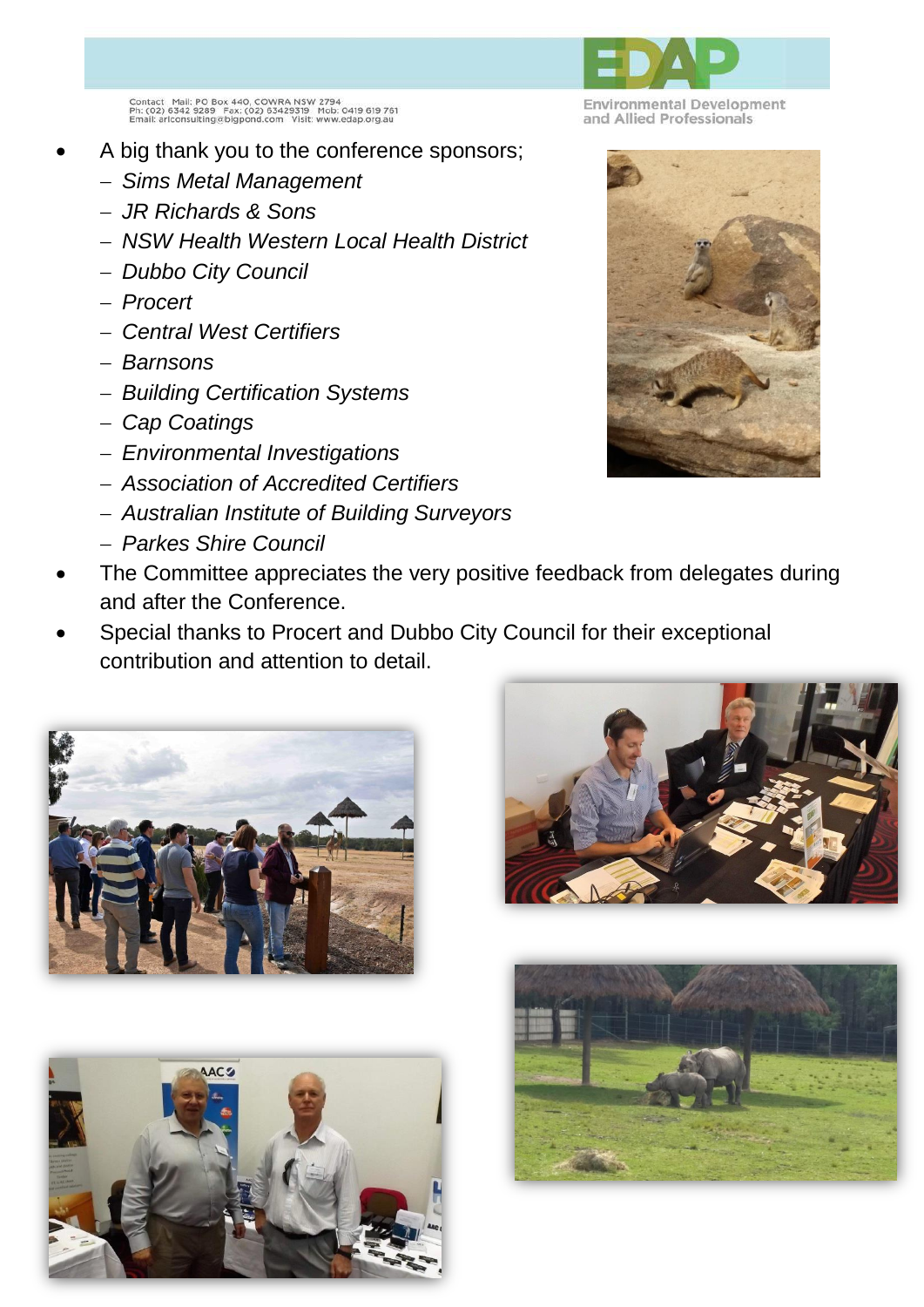- A big thank you to the conference sponsors;
  - *Sims Metal Management*
  - *JR Richards & Sons*
  - *NSW Health Western Local Health District*
  - *Dubbo City Council*
  - *Procert*
  - *Central West Certifiers*
  - *Barnsons*
  - *Building Certification Systems*
  - *Cap Coatings*
  - *Environmental Investigations*
  - *Association of Accredited Certifiers*
  - *Australian Institute of Building Surveyors*
  - *Parkes Shire Council*
- The Committee appreciates the very positive feedback from delegates during and after the Conference.
- Special thanks to Procert and Dubbo City Council for their exceptional contribution and attention to detail.